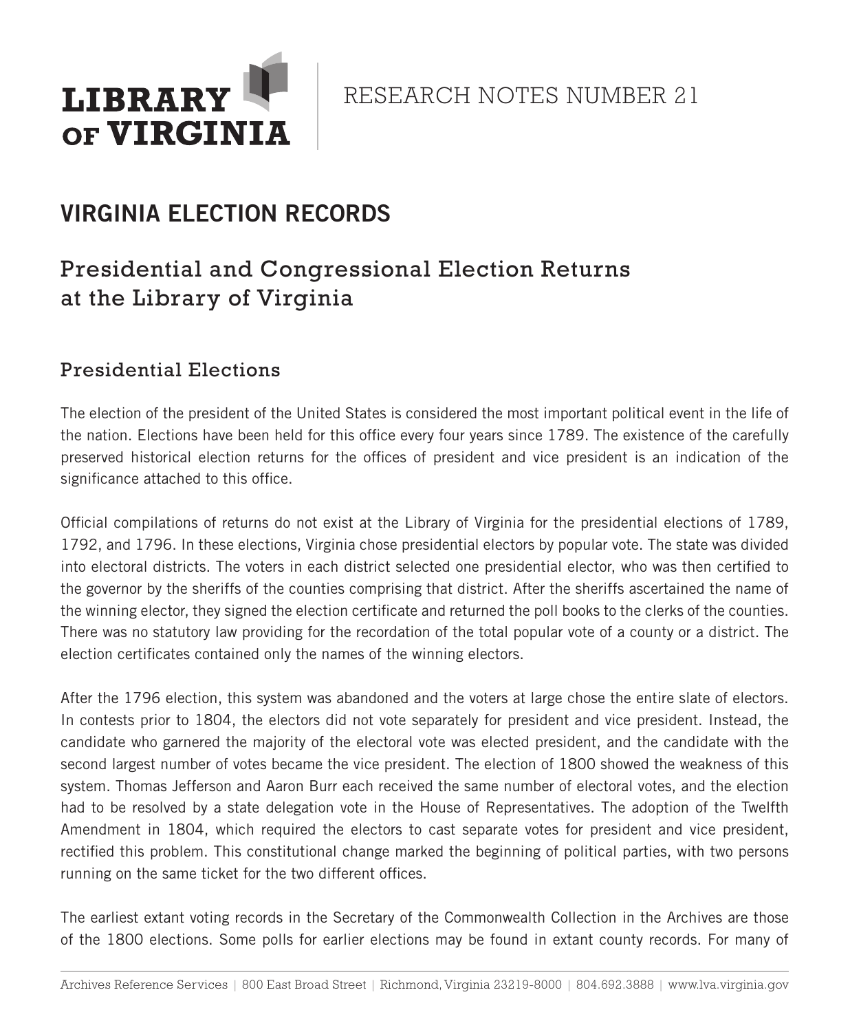LIBRARY OF VIRGINIA

RESEARCH NOTES NUMBER 21

# VIRGINIA ELECTION RECORDS

## Presidential and Congressional Election Returns at the Library of Virginia

### Presidential Elections

The election of the president of the United States is considered the most important political event in the life of the nation. Elections have been held for this office every four years since 1789. The existence of the carefully preserved historical election returns for the offices of president and vice president is an indication of the significance attached to this office.

Official compilations of returns do not exist at the Library of Virginia for the presidential elections of 1789, 1792, and 1796. In these elections, Virginia chose presidential electors by popular vote. The state was divided into electoral districts. The voters in each district selected one presidential elector, who was then certified to the governor by the sheriffs of the counties comprising that district. After the sheriffs ascertained the name of the winning elector, they signed the election certificate and returned the poll books to the clerks of the counties. There was no statutory law providing for the recordation of the total popular vote of a county or a district. The election certificates contained only the names of the winning electors.

After the 1796 election, this system was abandoned and the voters at large chose the entire slate of electors. In contests prior to 1804, the electors did not vote separately for president and vice president. Instead, the candidate who garnered the majority of the electoral vote was elected president, and the candidate with the second largest number of votes became the vice president. The election of 1800 showed the weakness of this system. Thomas Jefferson and Aaron Burr each received the same number of electoral votes, and the election had to be resolved by a state delegation vote in the House of Representatives. The adoption of the Twelfth Amendment in 1804, which required the electors to cast separate votes for president and vice president, rectified this problem. This constitutional change marked the beginning of political parties, with two persons running on the same ticket for the two different offices.

The earliest extant voting records in the Secretary of the Commonwealth Collection in the Archives are those of the 1800 elections. Some polls for earlier elections may be found in extant county records. For many of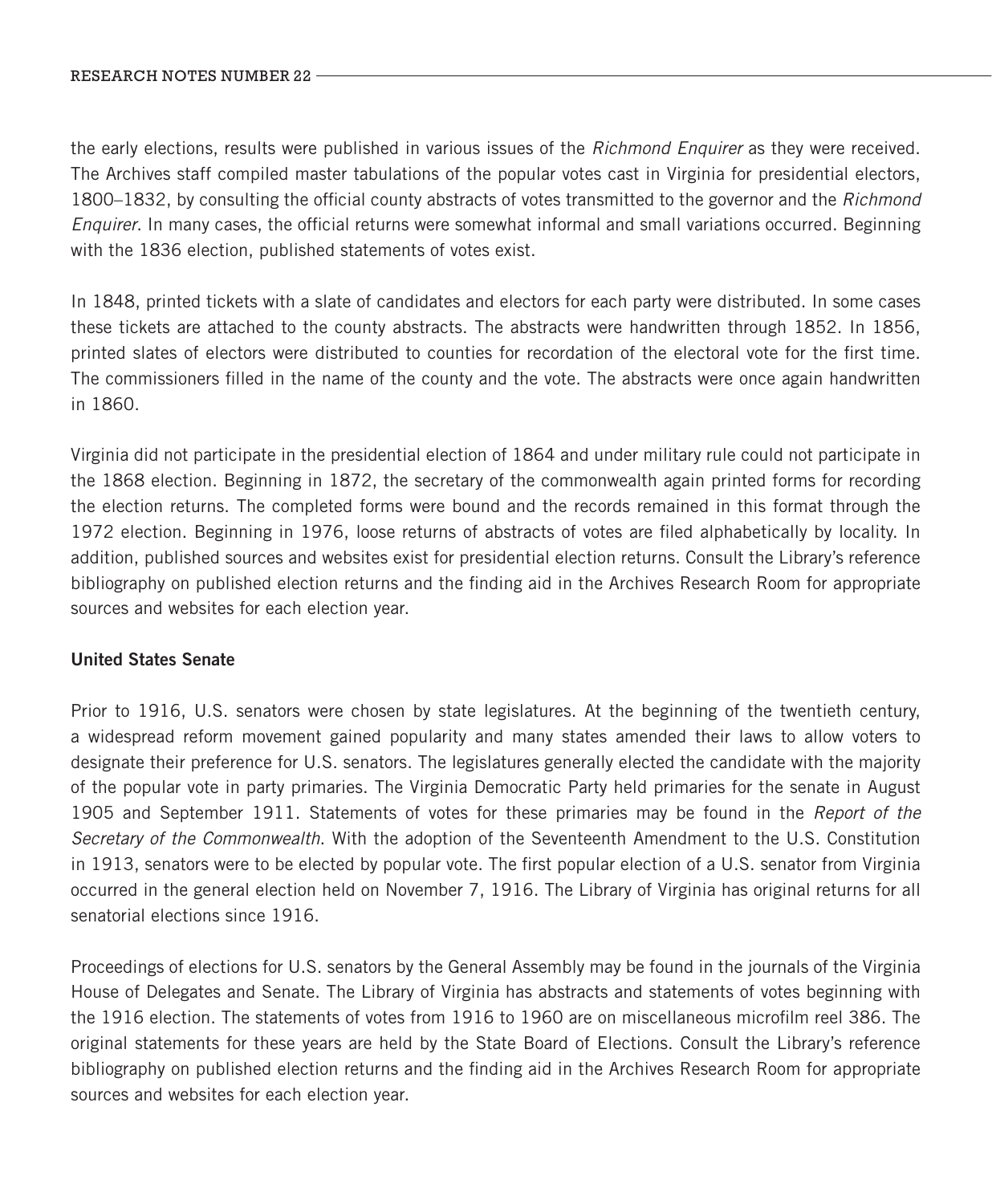the early elections, results were published in various issues of the *Richmond Enquirer* as they were received. The Archives staff compiled master tabulations of the popular votes cast in Virginia for presidential electors, 1800–1832, by consulting the official county abstracts of votes transmitted to the governor and the *Richmond Enquirer*. In many cases, the official returns were somewhat informal and small variations occurred. Beginning with the 1836 election, published statements of votes exist.

In 1848, printed tickets with a slate of candidates and electors for each party were distributed. In some cases these tickets are attached to the county abstracts. The abstracts were handwritten through 1852. In 1856, printed slates of electors were distributed to counties for recordation of the electoral vote for the first time. The commissioners filled in the name of the county and the vote. The abstracts were once again handwritten in 1860.

Virginia did not participate in the presidential election of 1864 and under military rule could not participate in the 1868 election. Beginning in 1872, the secretary of the commonwealth again printed forms for recording the election returns. The completed forms were bound and the records remained in this format through the 1972 election. Beginning in 1976, loose returns of abstracts of votes are filed alphabetically by locality. In addition, published sources and websites exist for presidential election returns. Consult the Library's reference bibliography on published election returns and the finding aid in the Archives Research Room for appropriate sources and websites for each election year.

**United States Senate**

Prior to 1916, U.S. senators were chosen by state legislatures. At the beginning of the twentieth century, a widespread reform movement gained popularity and many states amended their laws to allow voters to designate their preference for U.S. senators. The legislatures generally elected the candidate with the majority of the popular vote in party primaries. The Virginia Democratic Party held primaries for the senate in August 1905 and September 1911. Statements of votes for these primaries may be found in the *Report of the Secretary of the Commonwealth*. With the adoption of the Seventeenth Amendment to the U.S. Constitution in 1913, senators were to be elected by popular vote. The first popular election of a U.S. senator from Virginia occurred in the general election held on November 7, 1916. The Library of Virginia has original returns for all senatorial elections since 1916.

Proceedings of elections for U.S. senators by the General Assembly may be found in the journals of the Virginia House of Delegates and Senate. The Library of Virginia has abstracts and statements of votes beginning with the 1916 election. The statements of votes from 1916 to 1960 are on miscellaneous microfilm reel 386. The original statements for these years are held by the State Board of Elections. Consult the Library's reference bibliography on published election returns and the finding aid in the Archives Research Room for appropriate sources and websites for each election year.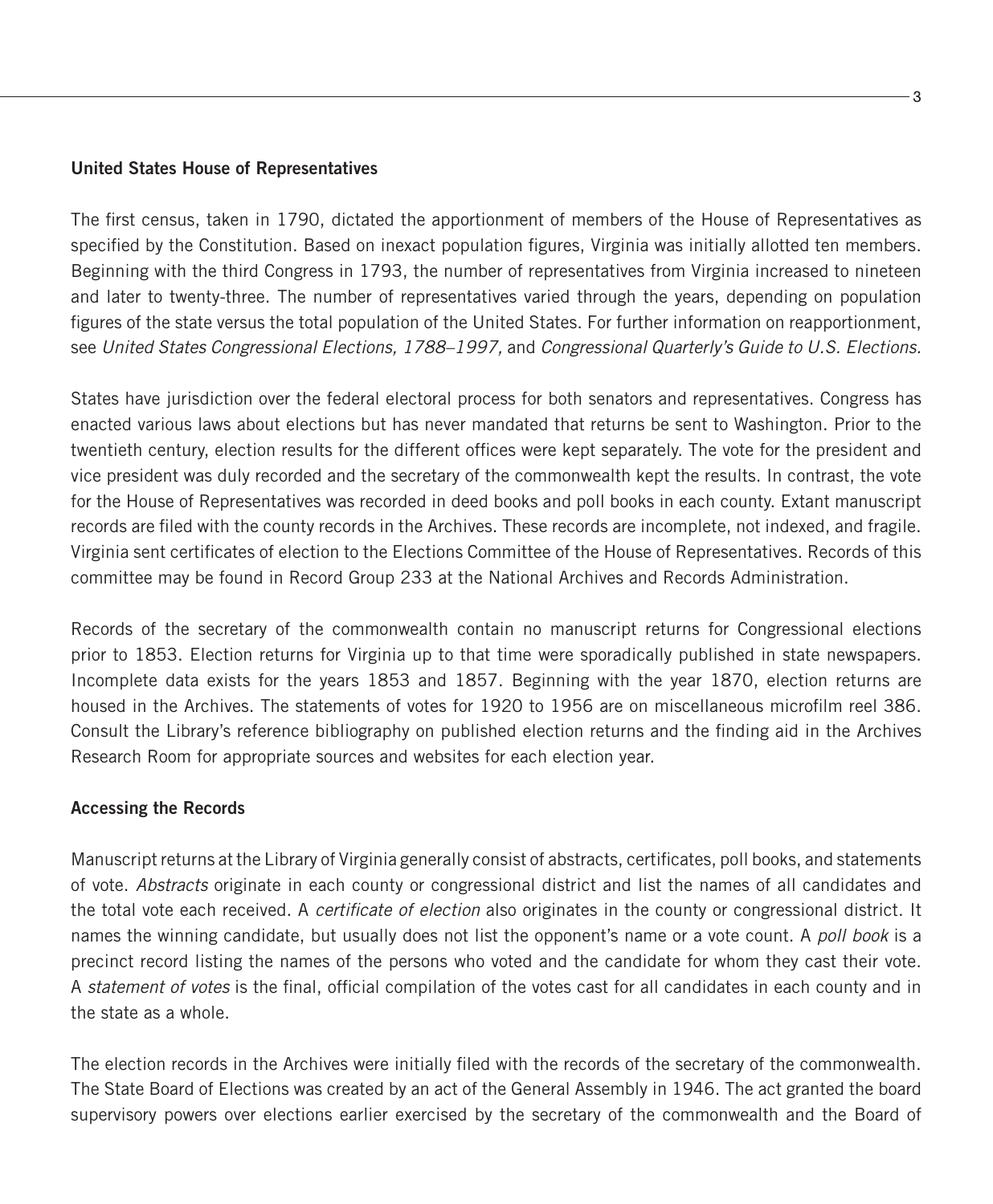**United States House of Representatives**

The first census, taken in 1790, dictated the apportionment of members of the House of Representatives as specified by the Constitution. Based on inexact population figures, Virginia was initially allotted ten members. Beginning with the third Congress in 1793, the number of representatives from Virginia increased to nineteen and later to twenty-three. The number of representatives varied through the years, depending on population figures of the state versus the total population of the United States. For further information on reapportionment, see *United States Congressional Elections, 1788–1997,* and *Congressional Quarterly's Guide to U.S. Elections.*

States have jurisdiction over the federal electoral process for both senators and representatives. Congress has enacted various laws about elections but has never mandated that returns be sent to Washington. Prior to the twentieth century, election results for the different offices were kept separately. The vote for the president and vice president was duly recorded and the secretary of the commonwealth kept the results. In contrast, the vote for the House of Representatives was recorded in deed books and poll books in each county. Extant manuscript records are filed with the county records in the Archives. These records are incomplete, not indexed, and fragile. Virginia sent certificates of election to the Elections Committee of the House of Representatives. Records of this committee may be found in Record Group 233 at the National Archives and Records Administration.

Records of the secretary of the commonwealth contain no manuscript returns for Congressional elections prior to 1853. Election returns for Virginia up to that time were sporadically published in state newspapers. Incomplete data exists for the years 1853 and 1857. Beginning with the year 1870, election returns are housed in the Archives. The statements of votes for 1920 to 1956 are on miscellaneous microfilm reel 386. Consult the Library's reference bibliography on published election returns and the finding aid in the Archives Research Room for appropriate sources and websites for each election year.

**Accessing the Records**

Manuscript returns at the Library of Virginia generally consist of abstracts, certificates, poll books, and statements of vote. *Abstracts* originate in each county or congressional district and list the names of all candidates and the total vote each received. A *certificate of election* also originates in the county or congressional district. It names the winning candidate, but usually does not list the opponent's name or a vote count. A *poll book* is a precinct record listing the names of the persons who voted and the candidate for whom they cast their vote. A *statement of votes* is the final, official compilation of the votes cast for all candidates in each county and in the state as a whole.

The election records in the Archives were initially filed with the records of the secretary of the commonwealth. The State Board of Elections was created by an act of the General Assembly in 1946. The act granted the board supervisory powers over elections earlier exercised by the secretary of the commonwealth and the Board of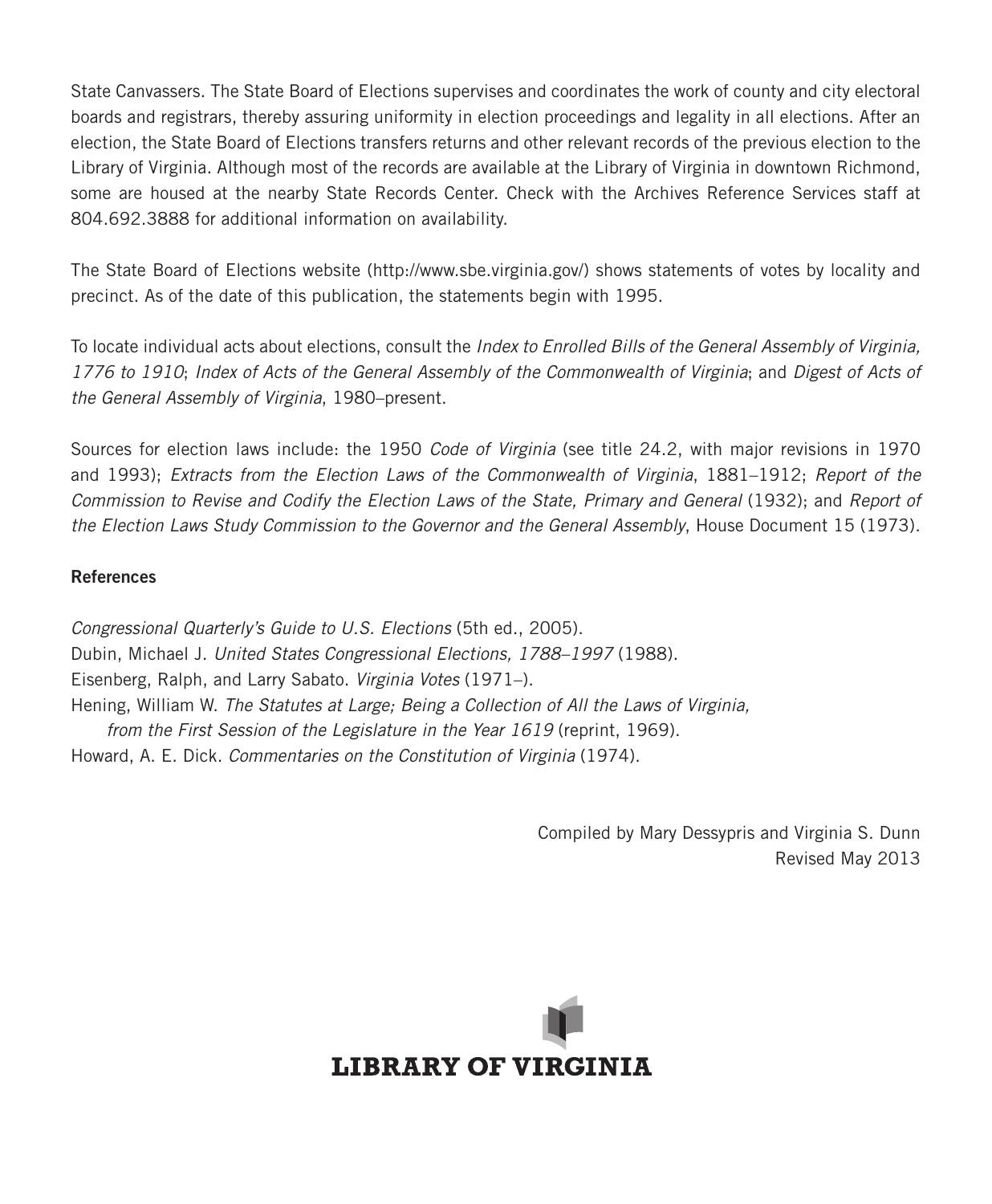State Canvassers. The State Board of Elections supervises and coordinates the work of county and city electoral boards and registrars, thereby assuring uniformity in election proceedings and legality in all elections. After an election, the State Board of Elections transfers returns and other relevant records of the previous election to the Library of Virginia. Although most of the records are available at the Library of Virginia in downtown Richmond, some are housed at the nearby State Records Center. Check with the Archives Reference Services staff at 804.692.3888 for additional information on availability.

The State Board of Elections website (http://www.sbe.virginia.gov/) shows statements of votes by locality and precinct. As of the date of this publication, the statements begin with 1995.

To locate individual acts about elections, consult the *Index to Enrolled Bills of the General Assembly of Virginia, 1776 to 1910*; *Index of Acts of the General Assembly of the Commonwealth of Virginia*; and *Digest of Acts of the General Assembly of Virginia*, 1980–present.

Sources for election laws include: the 1950 *Code of Virginia* (see title 24.2, with major revisions in 1970 and 1993); *Extracts from the Election Laws of the Commonwealth of Virginia*, 1881–1912; *Report of the Commission to Revise and Codify the Election Laws of the State, Primary and General* (1932); and *Report of the Election Laws Study Commission to the Governor and the General Assembly*, House Document 15 (1973).

**References**

*Congressional Quarterly's Guide to U.S. Elections* (5th ed., 2005).
Dubin, Michael J. *United States Congressional Elections, 1788–1997* (1988).
Eisenberg, Ralph, and Larry Sabato. *Virginia Votes* (1971–).
Hening, William W. *The Statutes at Large; Being a Collection of All the Laws of Virginia, from the First Session of the Legislature in the Year 1619* (reprint, 1969).
Howard, A. E. Dick. *Commentaries on the Constitution of Virginia* (1974).

Compiled by Mary Dessypris and Virginia S. Dunn
Revised May 2013

LIBRARY OF VIRGINIA